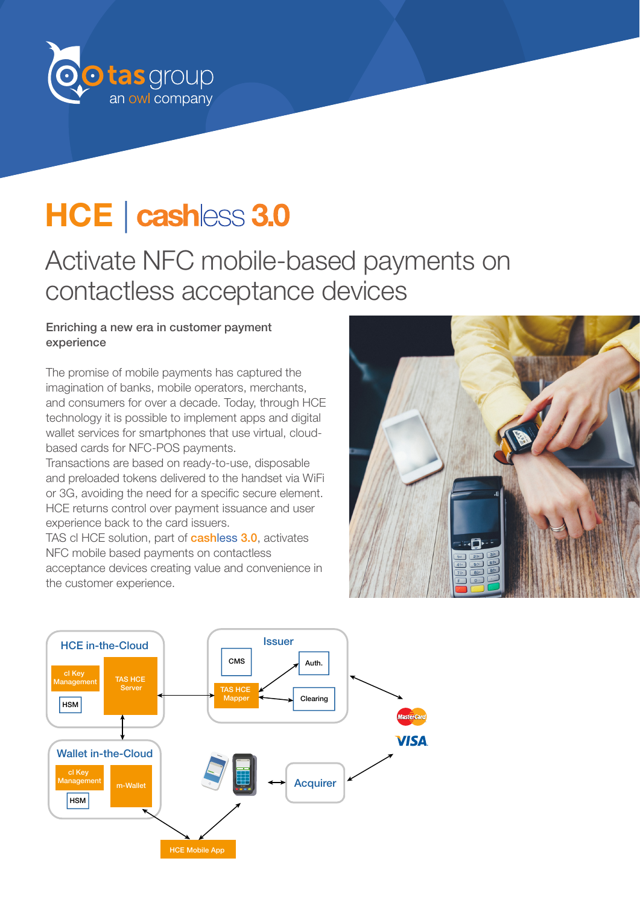tas group
an owl company

# HCE | cashless 3.0

## Activate NFC mobile-based payments on contactless acceptance devices

**Enriching a new era in customer payment experience**

The promise of mobile payments has captured the imagination of banks, mobile operators, merchants, and consumers for over a decade. Today, through HCE technology it is possible to implement apps and digital wallet services for smartphones that use virtual, cloud-based cards for NFC-POS payments.
Transactions are based on ready-to-use, disposable and preloaded tokens delivered to the handset via WiFi or 3G, avoiding the need for a specific secure element. HCE returns control over payment issuance and user experience back to the card issuers.
TAS cl HCE solution, part of cashless 3.0, activates NFC mobile based payments on contactless acceptance devices creating value and convenience in the customer experience.

HCE in-the-Cloud
cl Key Management
TAS HCE Server
HSM

Issuer
CMS
Auth.
TAS HCE Mapper
Clearing

MasterCard
VISA

Wallet in-the-Cloud
cl Key Management
m-Wallet
HSM

Acquirer

HCE Mobile App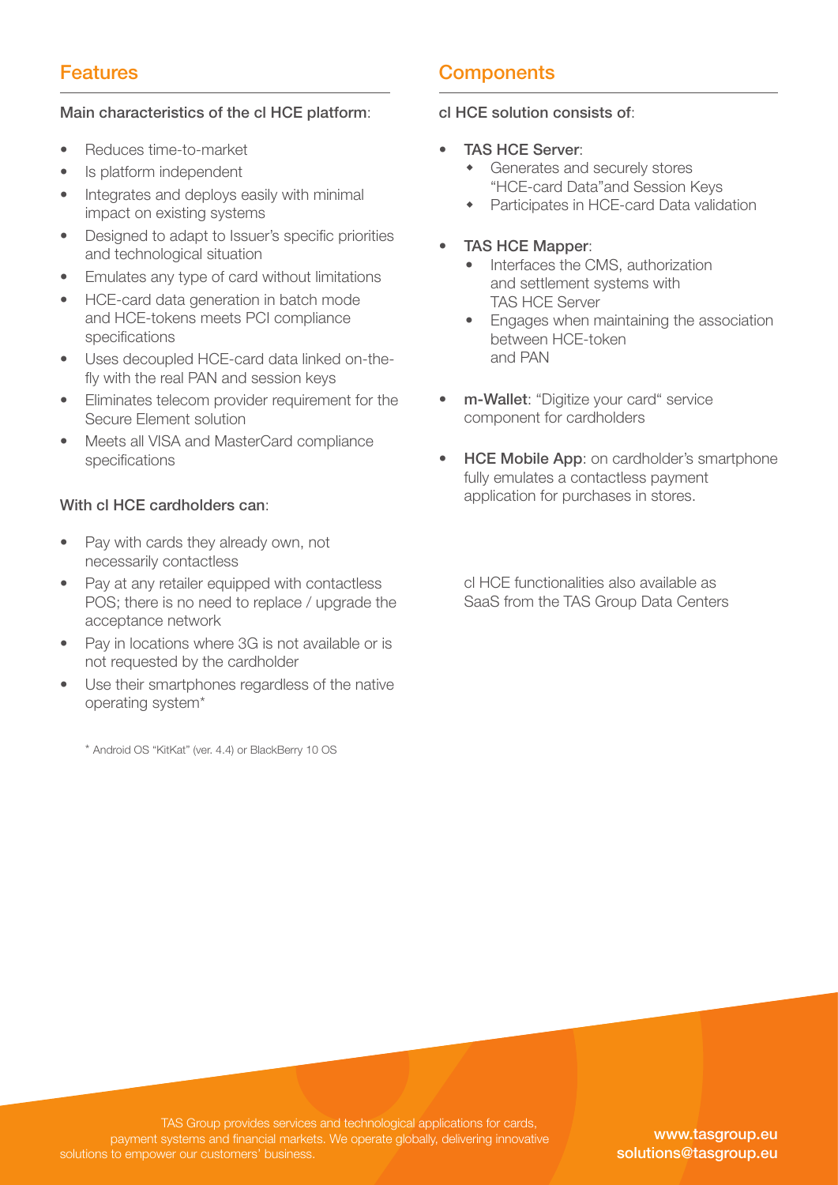## Features

**Main characteristics of the cl HCE platform**:

- Reduces time-to-market
- Is platform independent
- Integrates and deploys easily with minimal impact on existing systems
- Designed to adapt to Issuer's specific priorities and technological situation
- Emulates any type of card without limitations
- HCE-card data generation in batch mode and HCE-tokens meets PCI compliance specifications
- Uses decoupled HCE-card data linked on-the-fly with the real PAN and session keys
- Eliminates telecom provider requirement for the Secure Element solution
- Meets all VISA and MasterCard compliance specifications

**With cl HCE cardholders can**:

- Pay with cards they already own, not necessarily contactless
- Pay at any retailer equipped with contactless POS; there is no need to replace / upgrade the acceptance network
- Pay in locations where 3G is not available or is not requested by the cardholder
- Use their smartphones regardless of the native operating system*

\* Android OS "KitKat" (ver. 4.4) or BlackBerry 10 OS

## Components

**cl HCE solution consists of**:

- **TAS HCE Server**:
  - Generates and securely stores "HCE-card Data"and Session Keys
  - Participates in HCE-card Data validation
- **TAS HCE Mapper**:
  - Interfaces the CMS, authorization and settlement systems with TAS HCE Server
  - Engages when maintaining the association between HCE-token and PAN
- **m-Wallet**: "Digitize your card" service component for cardholders
- **HCE Mobile App**: on cardholder's smartphone fully emulates a contactless payment application for purchases in stores.

cl HCE functionalities also available as SaaS from the TAS Group Data Centers

TAS Group provides services and technological applications for cards, payment systems and financial markets. We operate globally, delivering innovative solutions to empower our customers' business.

**www.tasgroup.eu**
**solutions@tasgroup.eu**